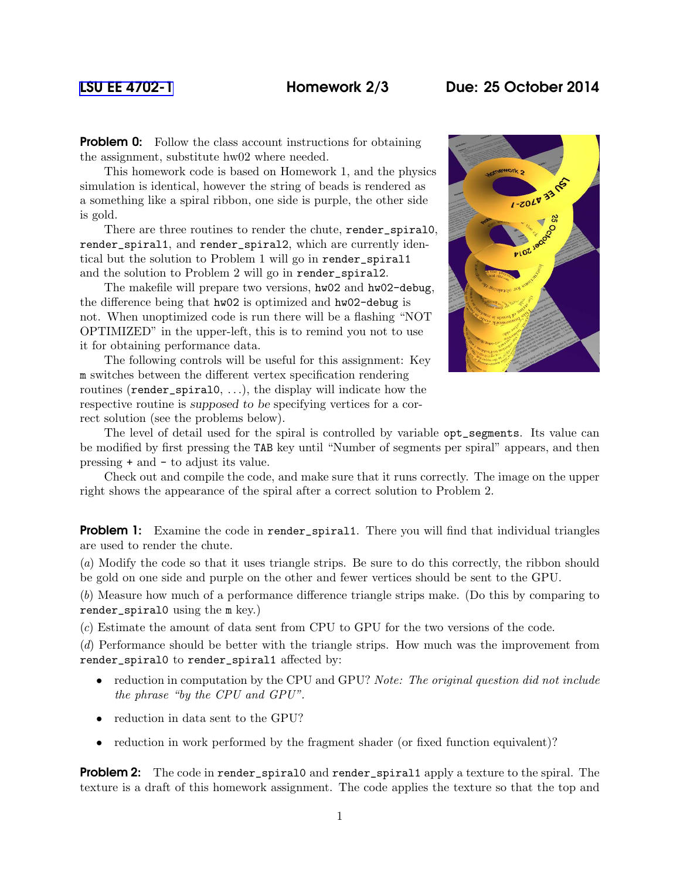LSU EE 4702-1 **Homework 2/3** **Due: 25 October 2014**

**Problem 0:** Follow the class account instructions for obtaining the assignment, substitute hw02 where needed.

This homework code is based on Homework 1, and the physics simulation is identical, however the string of beads is rendered as a something like a spiral ribbon, one side is purple, the other side is gold.

There are three routines to render the chute, `render_spiral0`, `render_spiral1`, and `render_spiral2`, which are currently identical but the solution to Problem 1 will go in `render_spiral1` and the solution to Problem 2 will go in `render_spiral2`.

The makefile will prepare two versions, `hw02` and `hw02-debug`, the difference being that `hw02` is optimized and `hw02-debug` is not. When unoptimized code is run there will be a flashing "NOT OPTIMIZED" in the upper-left, this is to remind you not to use it for obtaining performance data.

The following controls will be useful for this assignment: Key `m` switches between the different vertex specification rendering routines (`render_spiral0`, ...), the display will indicate how the respective routine is *supposed to be* specifying vertices for a correct solution (see the problems below).

The level of detail used for the spiral is controlled by variable `opt_segments`. Its value can be modified by first pressing the `TAB` key until "Number of segments per spiral" appears, and then pressing `+` and `-` to adjust its value.

Check out and compile the code, and make sure that it runs correctly. The image on the upper right shows the appearance of the spiral after a correct solution to Problem 2.

**Problem 1:** Examine the code in `render_spiral1`. There you will find that individual triangles are used to render the chute.

(*a*) Modify the code so that it uses triangle strips. Be sure to do this correctly, the ribbon should be gold on one side and purple on the other and fewer vertices should be sent to the GPU.

(*b*) Measure how much of a performance difference triangle strips make. (Do this by comparing to `render_spiral0` using the `m` key.)

(*c*) Estimate the amount of data sent from CPU to GPU for the two versions of the code.

(*d*) Performance should be better with the triangle strips. How much was the improvement from `render_spiral0` to `render_spiral1` affected by:

- reduction in computation by the CPU and GPU? *Note: The original question did not include the phrase "by the CPU and GPU".*
- reduction in data sent to the GPU?
- reduction in work performed by the fragment shader (or fixed function equivalent)?

**Problem 2:** The code in `render_spiral0` and `render_spiral1` apply a texture to the spiral. The texture is a draft of this homework assignment. The code applies the texture so that the top and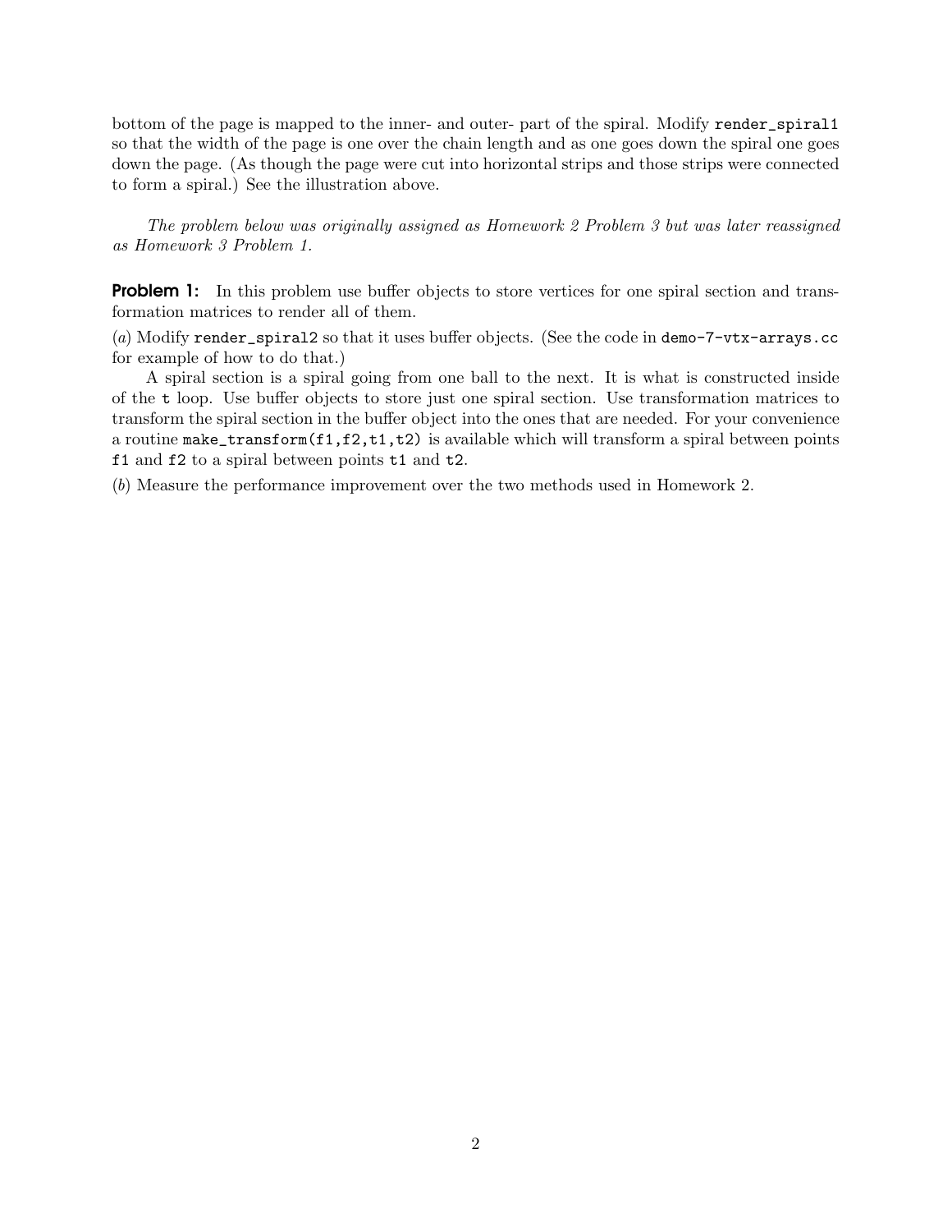bottom of the page is mapped to the inner- and outer- part of the spiral. Modify `render_spiral1` so that the width of the page is one over the chain length and as one goes down the spiral one goes down the page. (As though the page were cut into horizontal strips and those strips were connected to form a spiral.) See the illustration above.

*The problem below was originally assigned as Homework 2 Problem 3 but was later reassigned as Homework 3 Problem 1.*

**Problem 1:** In this problem use buffer objects to store vertices for one spiral section and transformation matrices to render all of them.

(*a*) Modify `render_spiral2` so that it uses buffer objects. (See the code in `demo-7-vtx-arrays.cc` for example of how to do that.)

A spiral section is a spiral going from one ball to the next. It is what is constructed inside of the `t` loop. Use buffer objects to store just one spiral section. Use transformation matrices to transform the spiral section in the buffer object into the ones that are needed. For your convenience a routine `make_transform(f1,f2,t1,t2)` is available which will transform a spiral between points `f1` and `f2` to a spiral between points `t1` and `t2`.

(*b*) Measure the performance improvement over the two methods used in Homework 2.